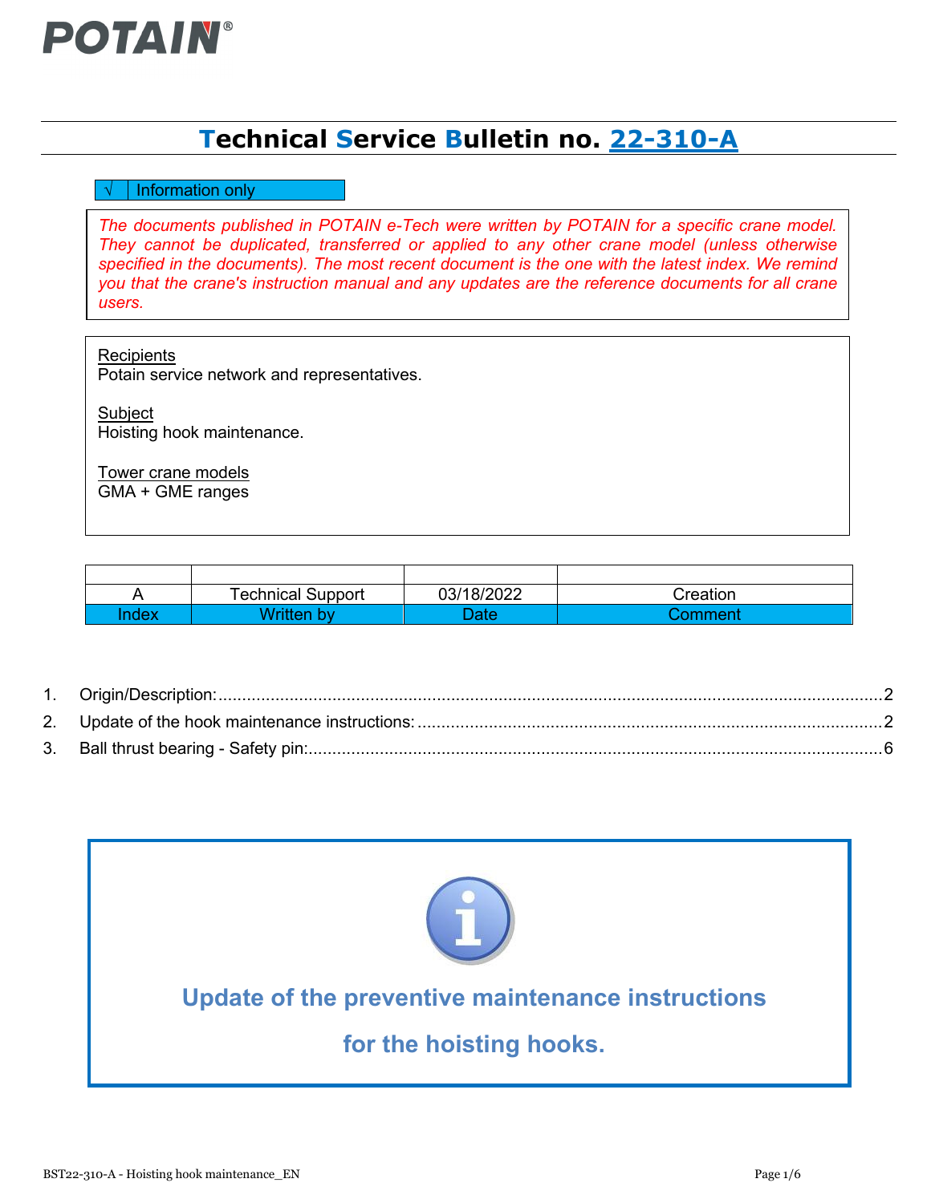# Technical Service Bulletin no. 22-310-A

| √ | Information only |
|---|---|

*The documents published in POTAIN e-Tech were written by POTAIN for a specific crane model. They cannot be duplicated, transferred or applied to any other crane model (unless otherwise specified in the documents). The most recent document is the one with the latest index. We remind you that the crane's instruction manual and any updates are the reference documents for all crane users.*

Recipients
Potain service network and representatives.

Subject
Hoisting hook maintenance.

Tower crane models
GMA + GME ranges

| | | | |
|---|---|---|---|
| A | Technical Support | 03/18/2022 | Creation |
| Index | Written by | Date | Comment |

1. Origin/Description: ........ 2
2. Update of the hook maintenance instructions: ........ 2
3. Ball thrust bearing - Safety pin: ........ 6

**Update of the preventive maintenance instructions for the hoisting hooks.**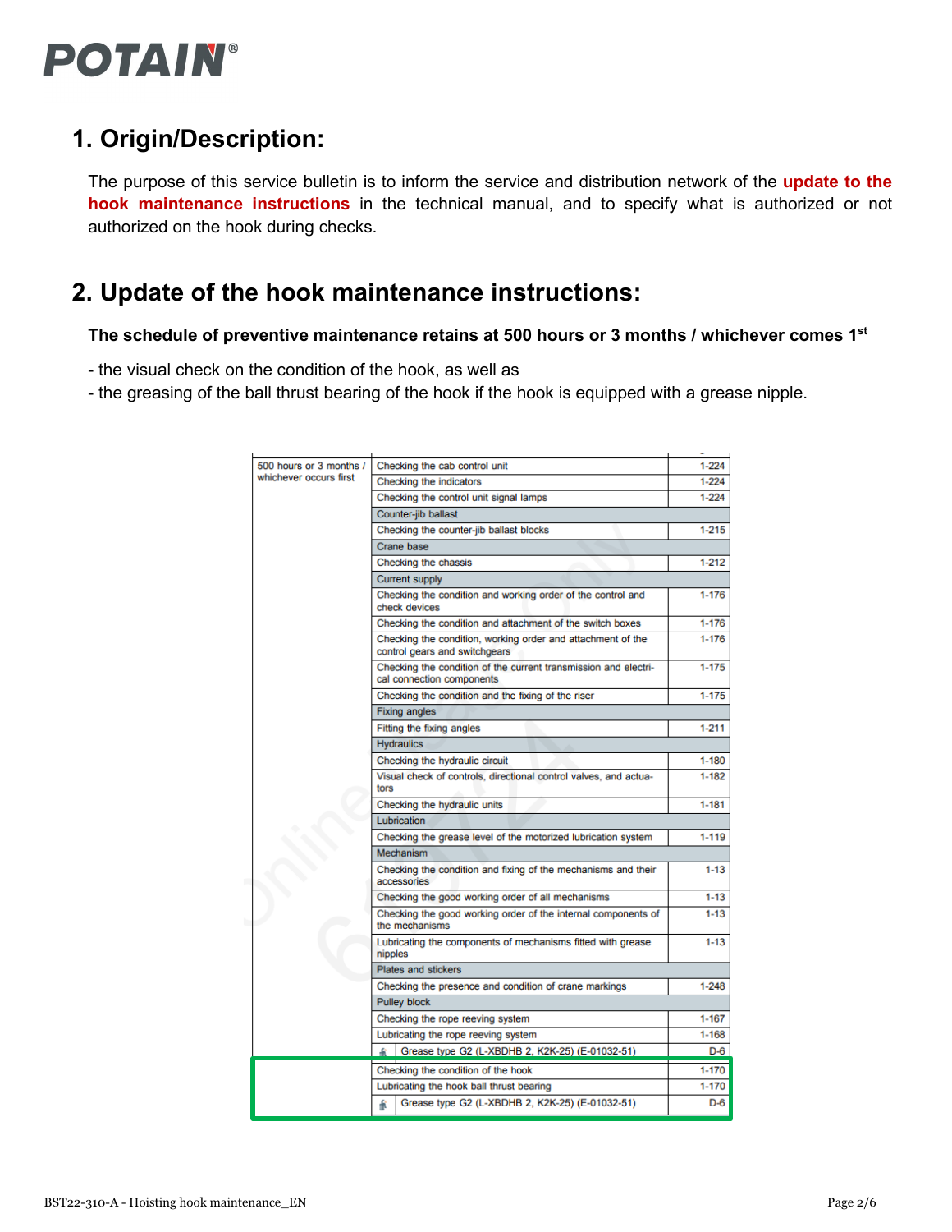## 1. Origin/Description:

The purpose of this service bulletin is to inform the service and distribution network of the **update to the hook maintenance instructions** in the technical manual, and to specify what is authorized or not authorized on the hook during checks.

## 2. Update of the hook maintenance instructions:

**The schedule of preventive maintenance retains at 500 hours or 3 months / whichever comes 1st**

- the visual check on the condition of the hook, as well as
- the greasing of the ball thrust bearing of the hook if the hook is equipped with a grease nipple.

| Interval | Operation | Page |
|---|---|---|
| 500 hours or 3 months / whichever occurs first | Checking the cab control unit | 1-224 |
| | Checking the indicators | 1-224 |
| | Checking the control unit signal lamps | 1-224 |
| | Counter-jib ballast | |
| | Checking the counter-jib ballast blocks | 1-215 |
| | Crane base | |
| | Checking the chassis | 1-212 |
| | Current supply | |
| | Checking the condition and working order of the control and check devices | 1-176 |
| | Checking the condition and attachment of the switch boxes | 1-176 |
| | Checking the condition, working order and attachment of the control gears and switchgears | 1-176 |
| | Checking the condition of the current transmission and electrical connection components | 1-175 |
| | Checking the condition and the fixing of the riser | 1-175 |
| | Fixing angles | |
| | Fitting the fixing angles | 1-211 |
| | Hydraulics | |
| | Checking the hydraulic circuit | 1-180 |
| | Visual check of controls, directional control valves, and actuators | 1-182 |
| | Checking the hydraulic units | 1-181 |
| | Lubrication | |
| | Checking the grease level of the motorized lubrication system | 1-119 |
| | Mechanism | |
| | Checking the condition and fixing of the mechanisms and their accessories | 1-13 |
| | Checking the good working order of all mechanisms | 1-13 |
| | Checking the good working order of the internal components of the mechanisms | 1-13 |
| | Lubricating the components of mechanisms fitted with grease nipples | 1-13 |
| | Plates and stickers | |
| | Checking the presence and condition of crane markings | 1-248 |
| | Pulley block | |
| | Checking the rope reeving system | 1-167 |
| | Lubricating the rope reeving system | 1-168 |
| | Grease type G2 (L-XBDHB 2, K2K-25) (E-01032-51) | D-6 |
| | Checking the condition of the hook | 1-170 |
| | Lubricating the hook ball thrust bearing | 1-170 |
| | Grease type G2 (L-XBDHB 2, K2K-25) (E-01032-51) | D-6 |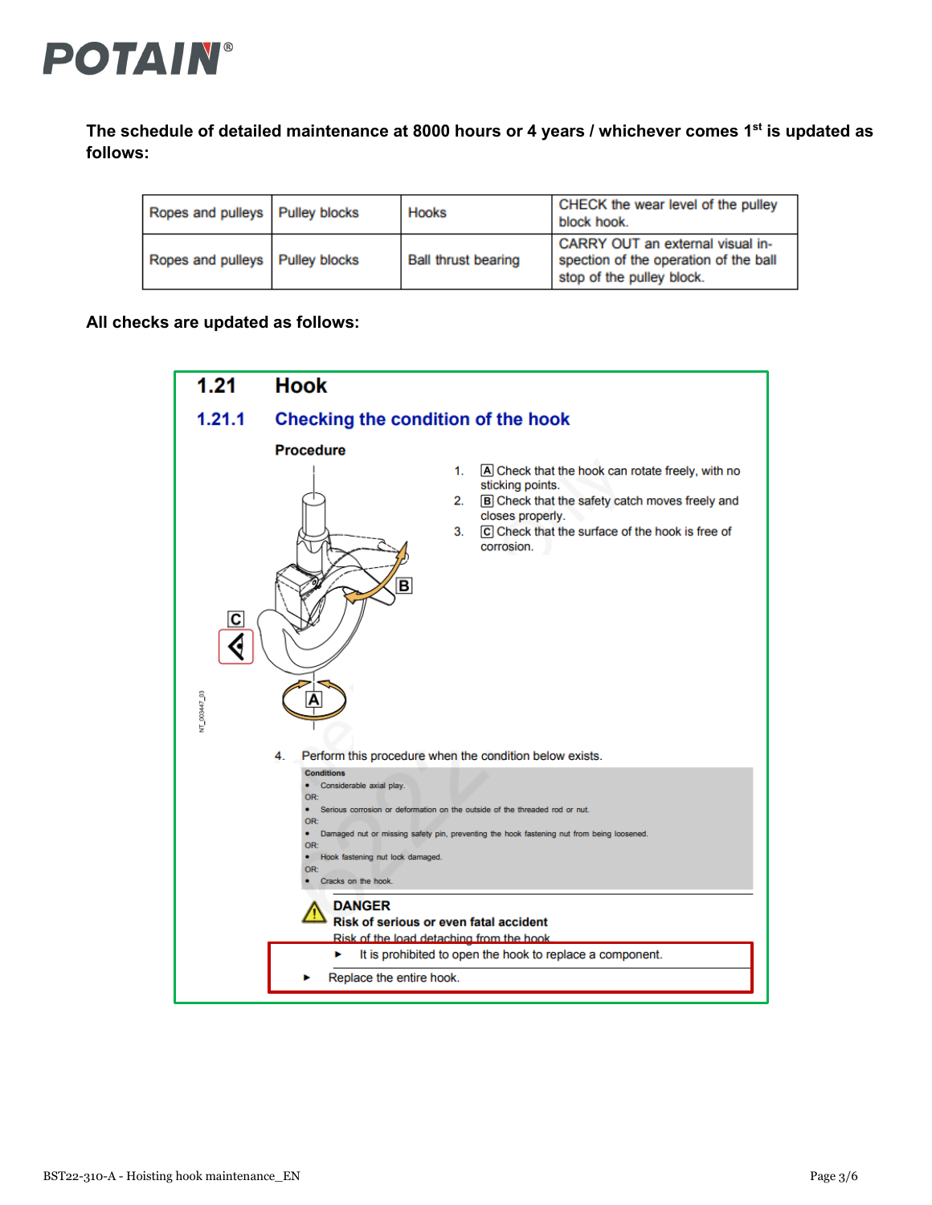**The schedule of detailed maintenance at 8000 hours or 4 years / whichever comes 1st is updated as follows:**

| Ropes and pulleys | Pulley blocks | Hooks | CHECK the wear level of the pulley block hook. |
|---|---|---|---|
| Ropes and pulleys | Pulley blocks | Ball thrust bearing | CARRY OUT an external visual inspection of the operation of the ball stop of the pulley block. |

**All checks are updated as follows:**

## 1.21 Hook

### 1.21.1 Checking the condition of the hook

**Procedure**

1. [A] Check that the hook can rotate freely, with no sticking points.
2. [B] Check that the safety catch moves freely and closes properly.
3. [C] Check that the surface of the hook is free of corrosion.

NT_003447_03

4. Perform this procedure when the condition below exists.

**Conditions**

- Considerable axial play.

OR:

- Serious corrosion or deformation on the outside of the threaded rod or nut.

OR:

- Damaged nut or missing safety pin, preventing the hook fastening nut from being loosened.

OR:

- Hook fastening nut lock damaged.

OR:

- Cracks on the hook.

**DANGER**
**Risk of serious or even fatal accident**
Risk of the load detaching from the hook
- ► It is prohibited to open the hook to replace a component.

- ► Replace the entire hook.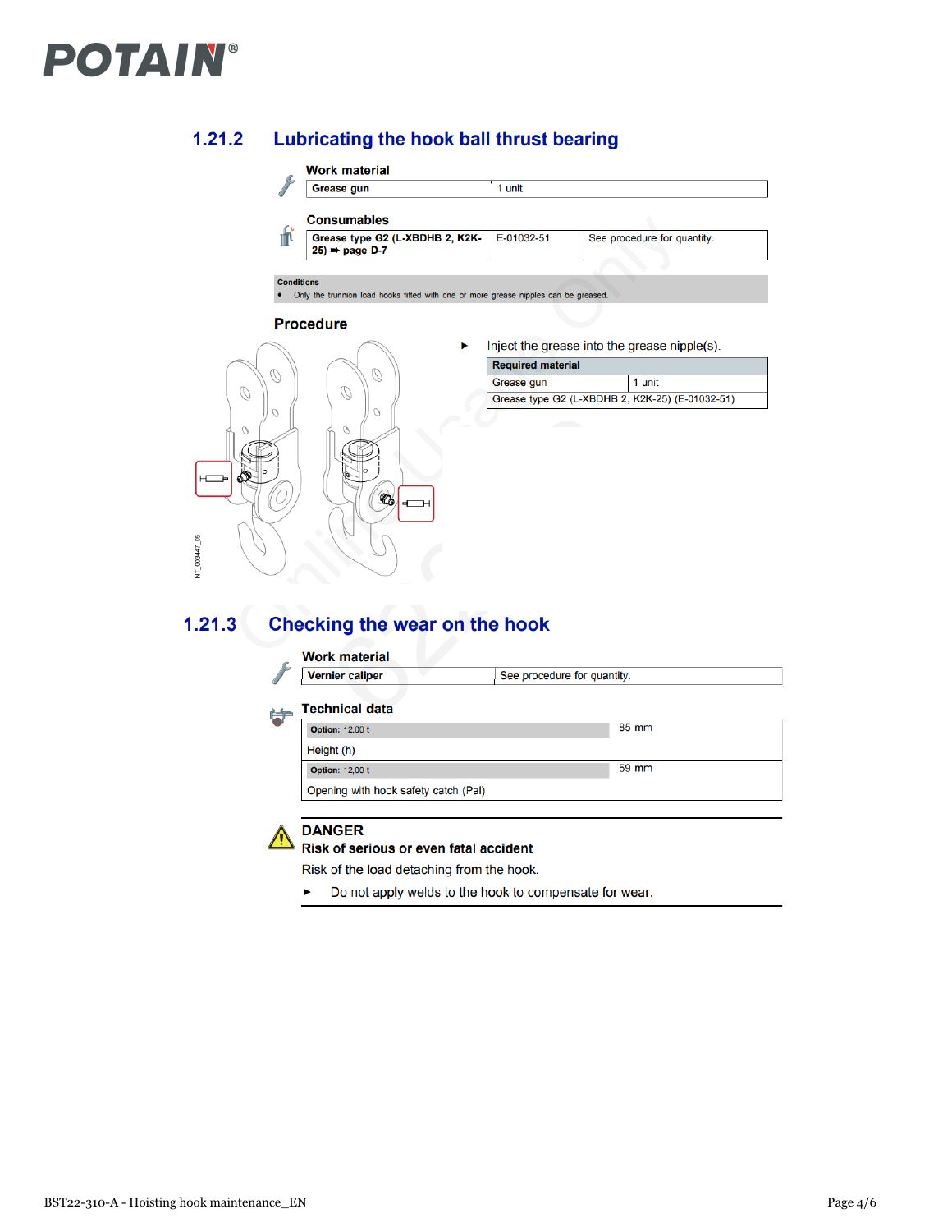## 1.21.2 Lubricating the hook ball thrust bearing

**Work material**

| Grease gun | 1 unit |
|---|---|

**Consumables**

| Grease type G2 (L-XBDHB 2, K2K-25) ➡ page D-7 | E-01032-51 | See procedure for quantity. |
|---|---|---|

**Conditions**

- Only the trunnion load hooks fitted with one or more grease nipples can be greased.

### Procedure

NT_003447_06

- Inject the grease into the grease nipple(s).

| Required material | |
|---|---|
| Grease gun | 1 unit |
| Grease type G2 (L-XBDHB 2, K2K-25) (E-01032-51) | |

## 1.21.3 Checking the wear on the hook

**Work material**

| Vernier caliper | See procedure for quantity. |
|---|---|

**Technical data**

| Option: 12,00 t | 85 mm |
|---|---|
| Height (h) | |
| Option: 12,00 t | 59 mm |
| Opening with hook safety catch (Pal) | |

**DANGER**

**Risk of serious or even fatal accident**

Risk of the load detaching from the hook.

- Do not apply welds to the hook to compensate for wear.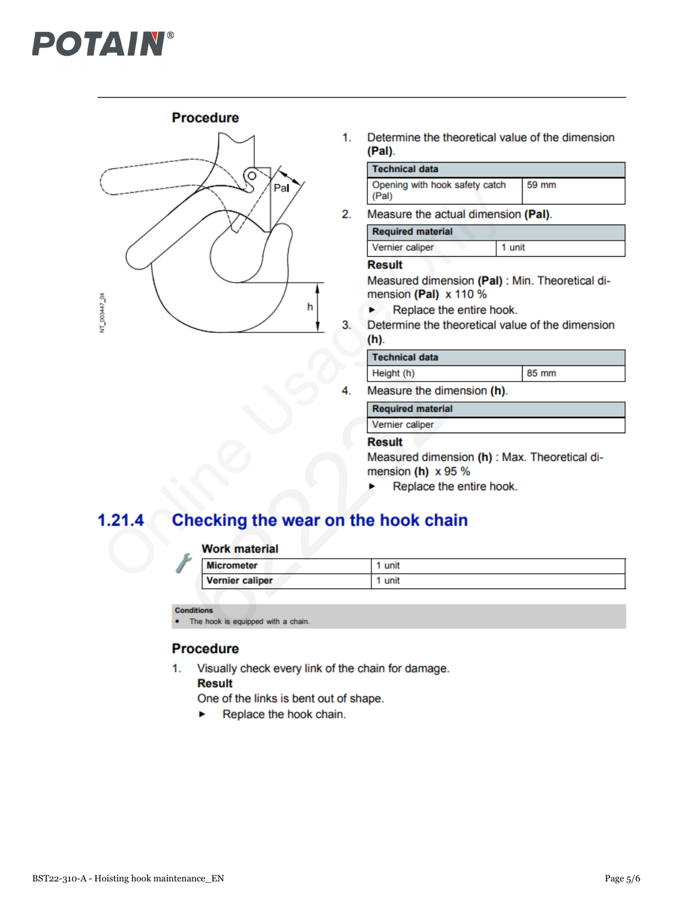### Procedure

1. Determine the theoretical value of the dimension **(Pal)**.

| Technical data | |
|---|---|
| Opening with hook safety catch (Pal) | 59 mm |

2. Measure the actual dimension **(Pal)**.

| Required material | |
|---|---|
| Vernier caliper | 1 unit |

**Result**

Measured dimension **(Pal)** : Min. Theoretical dimension **(Pal)** x 110 %

► Replace the entire hook.

3. Determine the theoretical value of the dimension **(h)**.

| Technical data | |
|---|---|
| Height (h) | 85 mm |

4. Measure the dimension **(h)**.

| Required material |
|---|
| Vernier caliper |

**Result**

Measured dimension **(h)** : Max. Theoretical dimension **(h)** x 95 %

► Replace the entire hook.

## 1.21.4 Checking the wear on the hook chain

### Work material

| Micrometer | 1 unit |
|---|---|
| Vernier caliper | 1 unit |

**Conditions**

- The hook is equipped with a chain.

### Procedure

1. Visually check every link of the chain for damage.

**Result**

One of the links is bent out of shape.

► Replace the hook chain.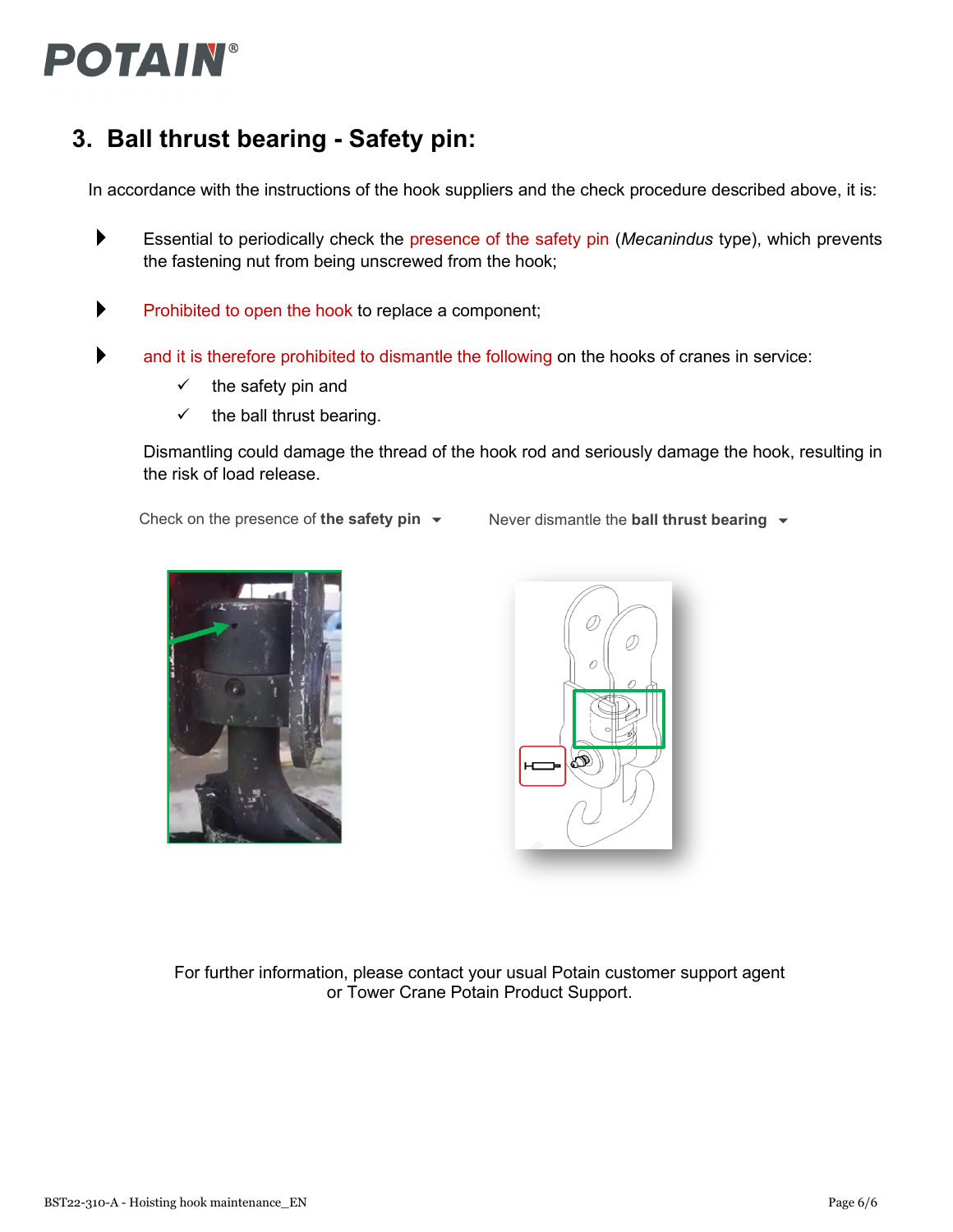## 3. Ball thrust bearing - Safety pin:

In accordance with the instructions of the hook suppliers and the check procedure described above, it is:

- Essential to periodically check the presence of the safety pin (*Mecanindus* type), which prevents the fastening nut from being unscrewed from the hook;
- Prohibited to open the hook to replace a component;
- and it is therefore prohibited to dismantle the following on the hooks of cranes in service:
  - ✓ the safety pin and
  - ✓ the ball thrust bearing.

  Dismantling could damage the thread of the hook rod and seriously damage the hook, resulting in the risk of load release.

Check on the presence of **the safety pin**

Never dismantle the **ball thrust bearing**

For further information, please contact your usual Potain customer support agent or Tower Crane Potain Product Support.